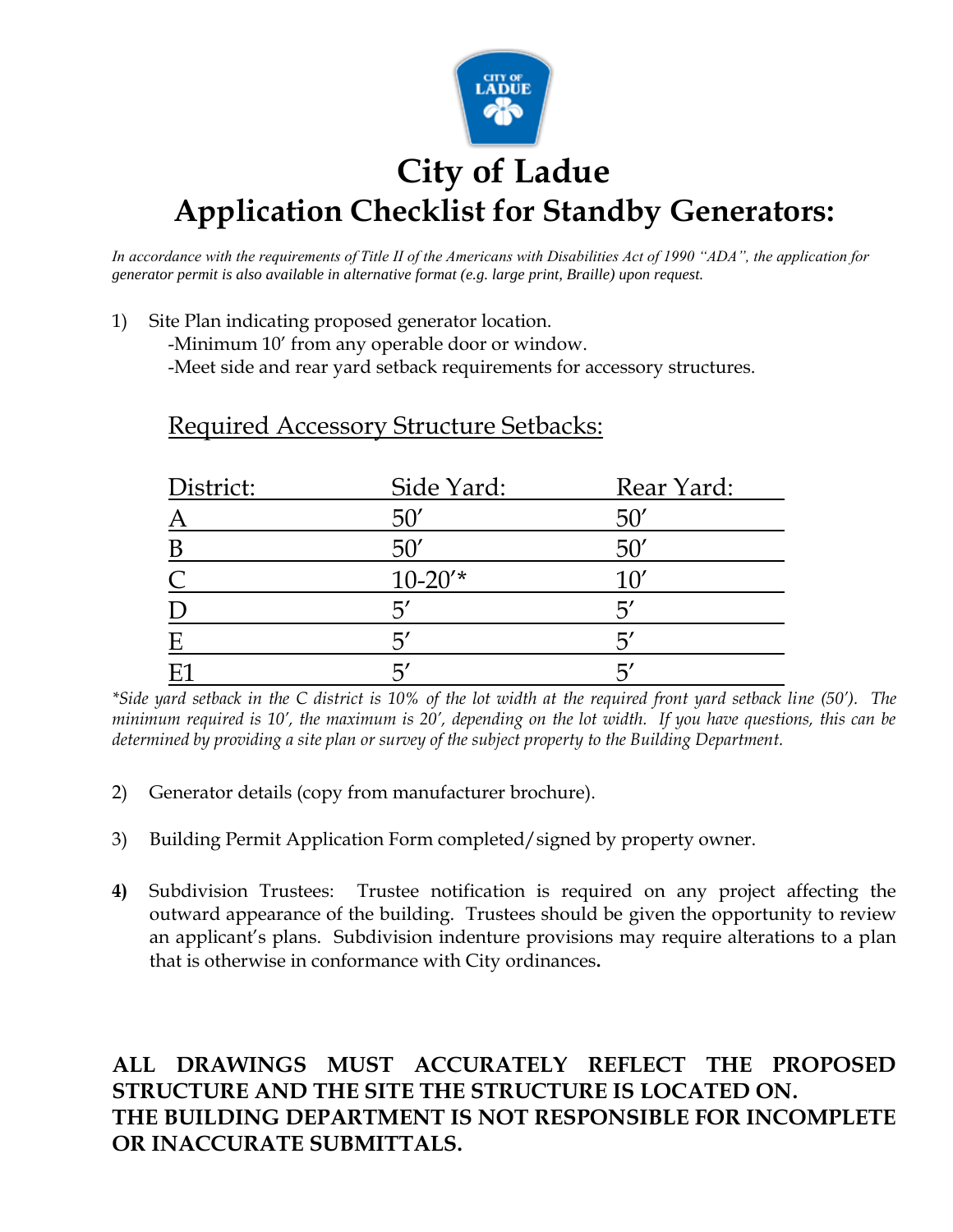# City of Ladue

## Application Checklist for Standby Generators:

*In accordance with the requirements of Title II of the Americans with Disabilities Act of 1990 "ADA", the application for generator permit is also available in alternative format (e.g. large print, Braille) upon request.*

1) Site Plan indicating proposed generator location.
   - -Minimum 10' from any operable door or window.
   - -Meet side and rear yard setback requirements for accessory structures.

### Required Accessory Structure Setbacks:

| District: | Side Yard: | Rear Yard: |
|---|---|---|
| A | 50' | 50' |
| B | 50' | 50' |
| C | 10-20'* | 10' |
| D | 5' | 5' |
| E | 5' | 5' |
| E1 | 5' | 5' |

*\*Side yard setback in the C district is 10% of the lot width at the required front yard setback line (50'). The minimum required is 10', the maximum is 20', depending on the lot width. If you have questions, this can be determined by providing a site plan or survey of the subject property to the Building Department.*

2) Generator details (copy from manufacturer brochure).

3) Building Permit Application Form completed/signed by property owner.

**4)** Subdivision Trustees: Trustee notification is required on any project affecting the outward appearance of the building. Trustees should be given the opportunity to review an applicant's plans. Subdivision indenture provisions may require alterations to a plan that is otherwise in conformance with City ordinances**.**

**ALL DRAWINGS MUST ACCURATELY REFLECT THE PROPOSED STRUCTURE AND THE SITE THE STRUCTURE IS LOCATED ON.**
**THE BUILDING DEPARTMENT IS NOT RESPONSIBLE FOR INCOMPLETE OR INACCURATE SUBMITTALS.**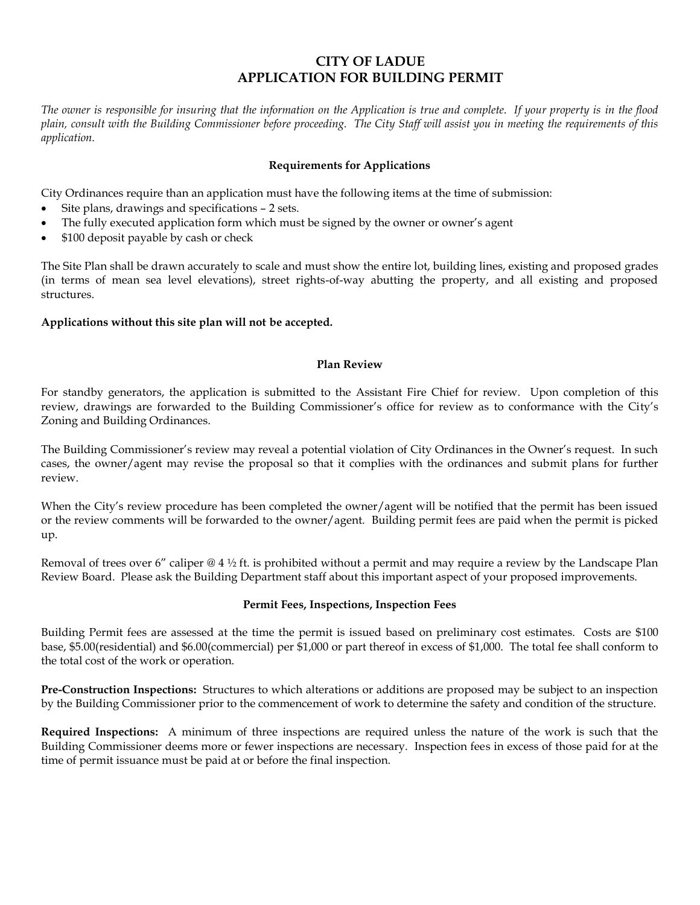# CITY OF LADUE
# APPLICATION FOR BUILDING PERMIT

*The owner is responsible for insuring that the information on the Application is true and complete. If your property is in the flood plain, consult with the Building Commissioner before proceeding. The City Staff will assist you in meeting the requirements of this application.*

### Requirements for Applications

City Ordinances require than an application must have the following items at the time of submission:

- Site plans, drawings and specifications – 2 sets.
- The fully executed application form which must be signed by the owner or owner's agent
- $100 deposit payable by cash or check

The Site Plan shall be drawn accurately to scale and must show the entire lot, building lines, existing and proposed grades (in terms of mean sea level elevations), street rights-of-way abutting the property, and all existing and proposed structures.

**Applications without this site plan will not be accepted.**

### Plan Review

For standby generators, the application is submitted to the Assistant Fire Chief for review. Upon completion of this review, drawings are forwarded to the Building Commissioner's office for review as to conformance with the City's Zoning and Building Ordinances.

The Building Commissioner's review may reveal a potential violation of City Ordinances in the Owner's request. In such cases, the owner/agent may revise the proposal so that it complies with the ordinances and submit plans for further review.

When the City's review procedure has been completed the owner/agent will be notified that the permit has been issued or the review comments will be forwarded to the owner/agent. Building permit fees are paid when the permit is picked up.

Removal of trees over 6" caliper @ 4 ½ ft. is prohibited without a permit and may require a review by the Landscape Plan Review Board. Please ask the Building Department staff about this important aspect of your proposed improvements.

### Permit Fees, Inspections, Inspection Fees

Building Permit fees are assessed at the time the permit is issued based on preliminary cost estimates. Costs are $100 base, $5.00(residential) and $6.00(commercial) per $1,000 or part thereof in excess of $1,000. The total fee shall conform to the total cost of the work or operation.

**Pre-Construction Inspections:** Structures to which alterations or additions are proposed may be subject to an inspection by the Building Commissioner prior to the commencement of work to determine the safety and condition of the structure.

**Required Inspections:** A minimum of three inspections are required unless the nature of the work is such that the Building Commissioner deems more or fewer inspections are necessary. Inspection fees in excess of those paid for at the time of permit issuance must be paid at or before the final inspection.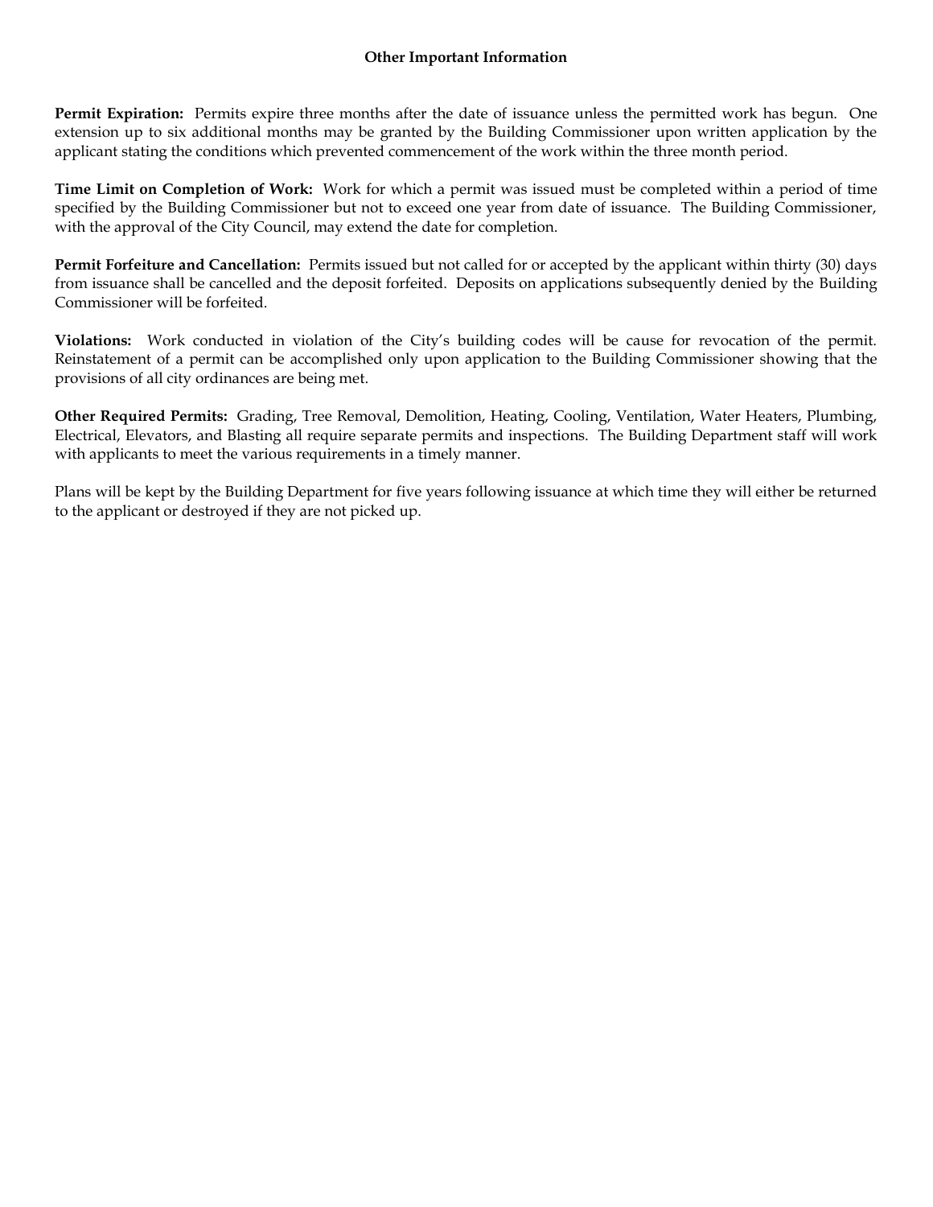## Other Important Information

**Permit Expiration:** Permits expire three months after the date of issuance unless the permitted work has begun. One extension up to six additional months may be granted by the Building Commissioner upon written application by the applicant stating the conditions which prevented commencement of the work within the three month period.

**Time Limit on Completion of Work:** Work for which a permit was issued must be completed within a period of time specified by the Building Commissioner but not to exceed one year from date of issuance. The Building Commissioner, with the approval of the City Council, may extend the date for completion.

**Permit Forfeiture and Cancellation:** Permits issued but not called for or accepted by the applicant within thirty (30) days from issuance shall be cancelled and the deposit forfeited. Deposits on applications subsequently denied by the Building Commissioner will be forfeited.

**Violations:** Work conducted in violation of the City's building codes will be cause for revocation of the permit. Reinstatement of a permit can be accomplished only upon application to the Building Commissioner showing that the provisions of all city ordinances are being met.

**Other Required Permits:** Grading, Tree Removal, Demolition, Heating, Cooling, Ventilation, Water Heaters, Plumbing, Electrical, Elevators, and Blasting all require separate permits and inspections. The Building Department staff will work with applicants to meet the various requirements in a timely manner.

Plans will be kept by the Building Department for five years following issuance at which time they will either be returned to the applicant or destroyed if they are not picked up.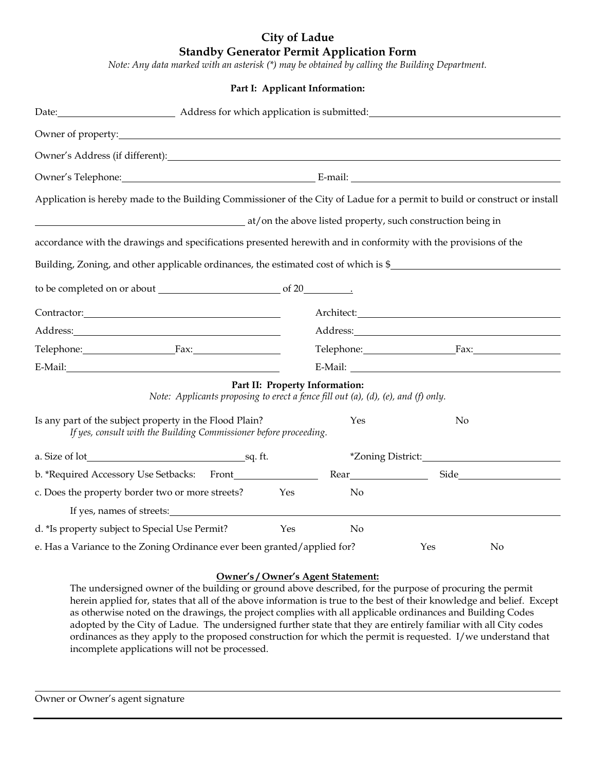# City of Ladue
## Standby Generator Permit Application Form

*Note: Any data marked with an asterisk (*) may be obtained by calling the Building Department.*

### Part I: Applicant Information:

Date:\_\_\_\_\_\_\_\_\_\_\_\_\_\_\_\_\_\_\_\_ Address for which application is submitted:\_\_\_\_\_\_\_\_\_\_\_\_\_\_\_\_\_\_\_\_\_\_\_\_\_\_\_\_\_\_

Owner of property:\_\_\_\_\_\_\_\_\_\_\_\_\_\_\_\_\_\_\_\_\_\_\_\_\_\_\_\_\_\_\_\_\_\_\_\_\_\_\_\_\_\_\_\_\_\_\_\_\_\_\_\_\_\_

Owner's Address (if different):\_\_\_\_\_\_\_\_\_\_\_\_\_\_\_\_\_\_\_\_\_\_\_\_\_\_\_\_\_\_\_\_\_\_\_\_\_\_\_\_\_\_\_\_

Owner's Telephone:\_\_\_\_\_\_\_\_\_\_\_\_\_\_\_\_\_\_\_\_\_\_\_\_\_\_\_\_\_\_ E-mail: \_\_\_\_\_\_\_\_\_\_\_\_\_\_\_\_\_\_\_\_\_\_\_\_\_\_\_\_\_\_

Application is hereby made to the Building Commissioner of the City of Ladue for a permit to build or construct or install \_\_\_\_\_\_\_\_\_\_\_\_\_\_\_\_\_\_\_\_\_\_\_\_\_\_\_\_\_\_\_\_\_\_ at/on the above listed property, such construction being in accordance with the drawings and specifications presented herewith and in conformity with the provisions of the Building, Zoning, and other applicable ordinances, the estimated cost of which is $\_\_\_\_\_\_\_\_\_\_\_\_\_\_\_\_\_\_\_\_\_\_\_\_

to be completed on or about \_\_\_\_\_\_\_\_\_\_\_\_\_\_\_\_\_\_\_\_ of 20\_\_\_\_\_\_\_\_.

Contractor:\_\_\_\_\_\_\_\_\_\_\_\_\_\_\_\_\_\_\_\_\_\_\_\_\_\_\_\_\_\_
Address:\_\_\_\_\_\_\_\_\_\_\_\_\_\_\_\_\_\_\_\_\_\_\_\_\_\_\_\_\_\_
Telephone:\_\_\_\_\_\_\_\_\_\_\_\_\_\_\_Fax:\_\_\_\_\_\_\_\_\_\_\_\_\_\_\_
E-Mail:\_\_\_\_\_\_\_\_\_\_\_\_\_\_\_\_\_\_\_\_\_\_\_\_\_\_\_\_\_\_

Architect:\_\_\_\_\_\_\_\_\_\_\_\_\_\_\_\_\_\_\_\_\_\_\_\_\_\_\_\_\_\_
Address:\_\_\_\_\_\_\_\_\_\_\_\_\_\_\_\_\_\_\_\_\_\_\_\_\_\_\_\_\_\_
Telephone:\_\_\_\_\_\_\_\_\_\_\_\_\_\_\_Fax:\_\_\_\_\_\_\_\_\_\_\_\_\_\_\_
E-Mail: \_\_\_\_\_\_\_\_\_\_\_\_\_\_\_\_\_\_\_\_\_\_\_\_\_\_\_\_\_\_

### Part II: Property Information:

*Note: Applicants proposing to erect a fence fill out (a), (d), (e), and (f) only.*

Is any part of the subject property in the Flood Plain? Yes No
*If yes, consult with the Building Commissioner before proceeding.*

a. Size of lot\_\_\_\_\_\_\_\_\_\_\_\_\_\_\_\_\_\_\_\_sq. ft. *Zoning District:\_\_\_\_\_\_\_\_\_\_\_\_\_\_\_\_\_\_\_\_

b. *Required Accessory Use Setbacks: Front\_\_\_\_\_\_\_\_\_\_\_\_ Rear\_\_\_\_\_\_\_\_\_\_\_\_ Side\_\_\_\_\_\_\_\_\_\_\_\_

c. Does the property border two or more streets? Yes No

If yes, names of streets:\_\_\_\_\_\_\_\_\_\_\_\_\_\_\_\_\_\_\_\_\_\_\_\_\_\_\_\_\_\_\_\_\_\_\_\_\_\_\_\_\_\_\_\_

d. *Is property subject to Special Use Permit? Yes No

e. Has a Variance to the Zoning Ordinance ever been granted/applied for? Yes No

**Owner's / Owner's Agent Statement:**

The undersigned owner of the building or ground above described, for the purpose of procuring the permit herein applied for, states that all of the above information is true to the best of their knowledge and belief. Except as otherwise noted on the drawings, the project complies with all applicable ordinances and Building Codes adopted by the City of Ladue. The undersigned further state that they are entirely familiar with all City codes ordinances as they apply to the proposed construction for which the permit is requested. I/we understand that incomplete applications will not be processed.

\_\_\_\_\_\_\_\_\_\_\_\_\_\_\_\_\_\_\_\_\_\_\_\_\_\_\_\_\_\_\_\_\_\_\_\_\_\_\_\_
Owner or Owner's agent signature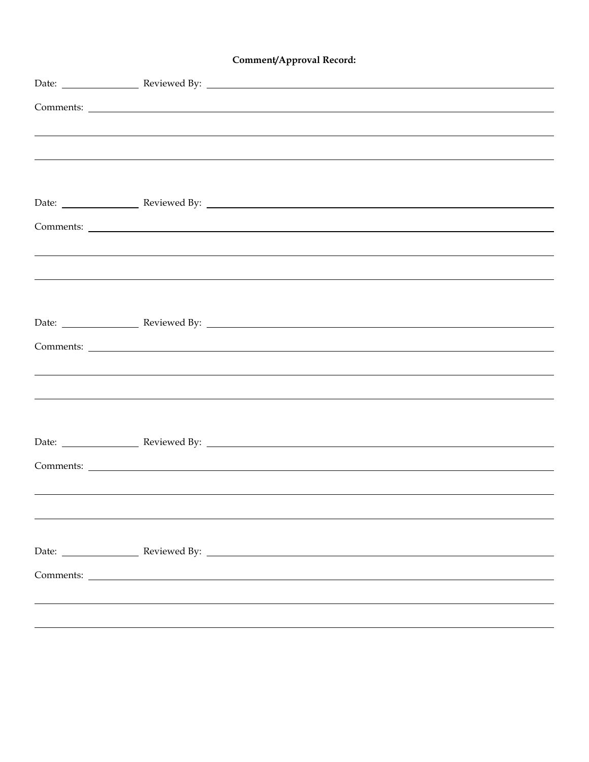**Comment/Approval Record:**

Date: ______________ Reviewed By: ______________________________________________

Comments: ___________________________________________________________________

_____________________________________________________________________________

_____________________________________________________________________________

Date: ______________ Reviewed By: ______________________________________________

Comments: ___________________________________________________________________

_____________________________________________________________________________

_____________________________________________________________________________

Date: ______________ Reviewed By: ______________________________________________

Comments: ___________________________________________________________________

_____________________________________________________________________________

_____________________________________________________________________________

Date: ______________ Reviewed By: ______________________________________________

Comments: ___________________________________________________________________

_____________________________________________________________________________

_____________________________________________________________________________

Date: ______________ Reviewed By: ______________________________________________

Comments: ___________________________________________________________________

_____________________________________________________________________________

_____________________________________________________________________________